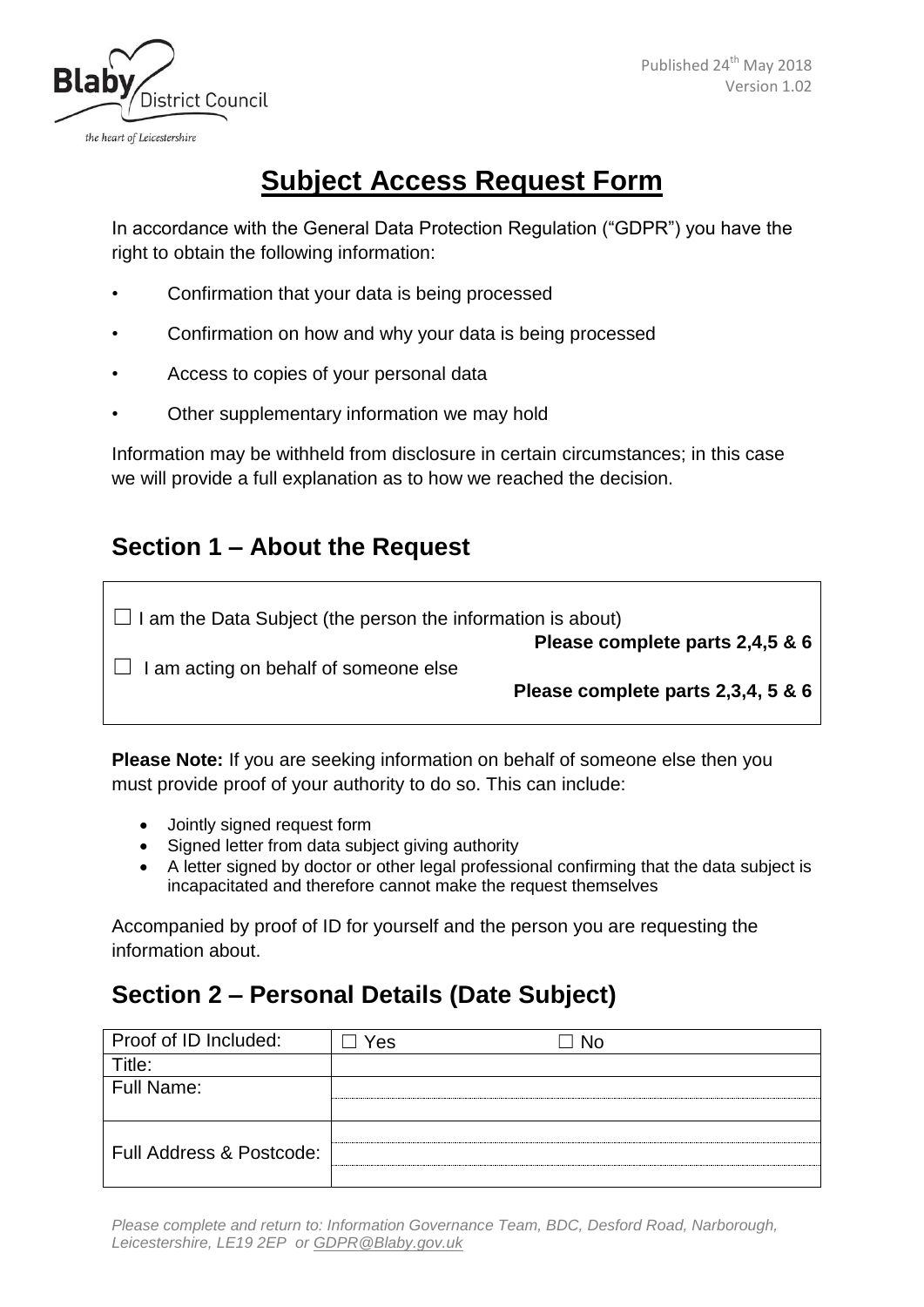Published 24th May 2018
Version 1.02

# Subject Access Request Form

In accordance with the General Data Protection Regulation ("GDPR") you have the right to obtain the following information:

- Confirmation that your data is being processed
- Confirmation on how and why your data is being processed
- Access to copies of your personal data
- Other supplementary information we may hold

Information may be withheld from disclosure in certain circumstances; in this case we will provide a full explanation as to how we reached the decision.

## Section 1 – About the Request

| | |
|---|---|
| ☐ I am the Data Subject (the person the information is about) | **Please complete parts 2,4,5 & 6** |
| ☐ I am acting on behalf of someone else | **Please complete parts 2,3,4, 5 & 6** |

**Please Note:** If you are seeking information on behalf of someone else then you must provide proof of your authority to do so. This can include:

- Jointly signed request form
- Signed letter from data subject giving authority
- A letter signed by doctor or other legal professional confirming that the data subject is incapacitated and therefore cannot make the request themselves

Accompanied by proof of ID for yourself and the person you are requesting the information about.

## Section 2 – Personal Details (Date Subject)

| | | |
|---|---|---|
| Proof of ID Included: | ☐ Yes | ☐ No |
| Title: | | |
| Full Name: | | |
| Full Address & Postcode: | | |

*Please complete and return to: Information Governance Team, BDC, Desford Road, Narborough, Leicestershire, LE19 2EP or GDPR@Blaby.gov.uk*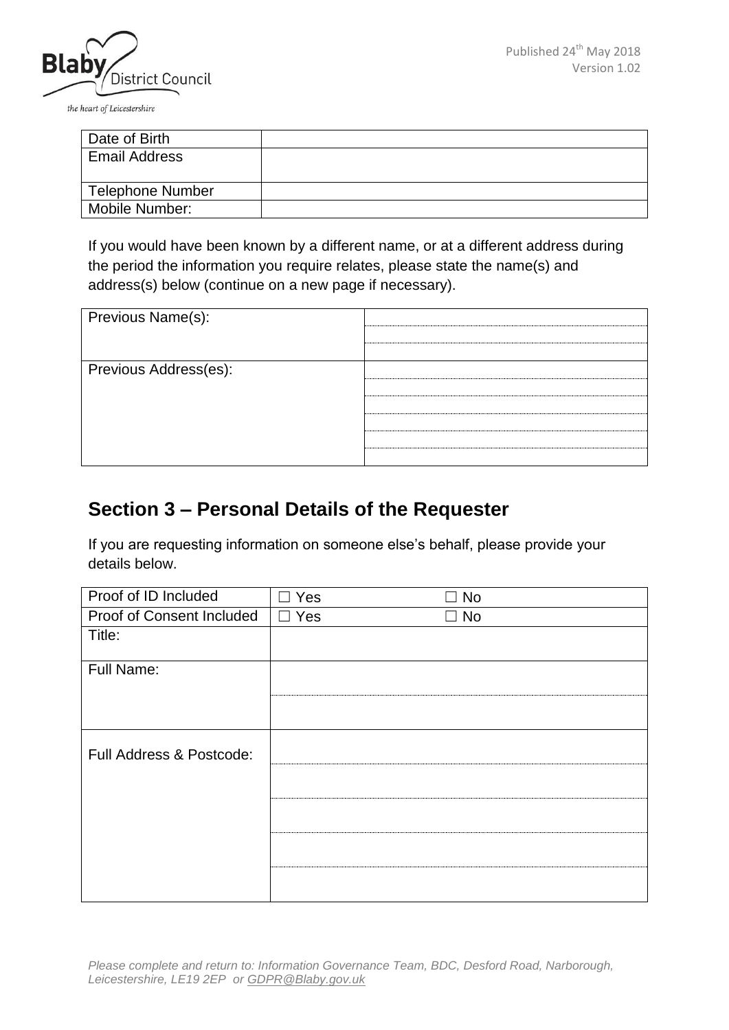| Date of Birth | |
|---|---|
| Email Address | |
| Telephone Number | |
| Mobile Number: | |

If you would have been known by a different name, or at a different address during the period the information you require relates, please state the name(s) and address(s) below (continue on a new page if necessary).

| Previous Name(s): | |
|---|---|
| | |
| | |
| Previous Address(es): | |
| | |
| | |
| | |
| | |
| | |

## Section 3 – Personal Details of the Requester

If you are requesting information on someone else's behalf, please provide your details below.

| Proof of ID Included | ☐ Yes | ☐ No |
|---|---|---|
| Proof of Consent Included | ☐ Yes | ☐ No |
| Title: | | |
| Full Name: | | |
| | | |
| Full Address & Postcode: | | |
| | | |
| | | |
| | | |
| | | |

*Please complete and return to: Information Governance Team, BDC, Desford Road, Narborough, Leicestershire, LE19 2EP or GDPR@Blaby.gov.uk*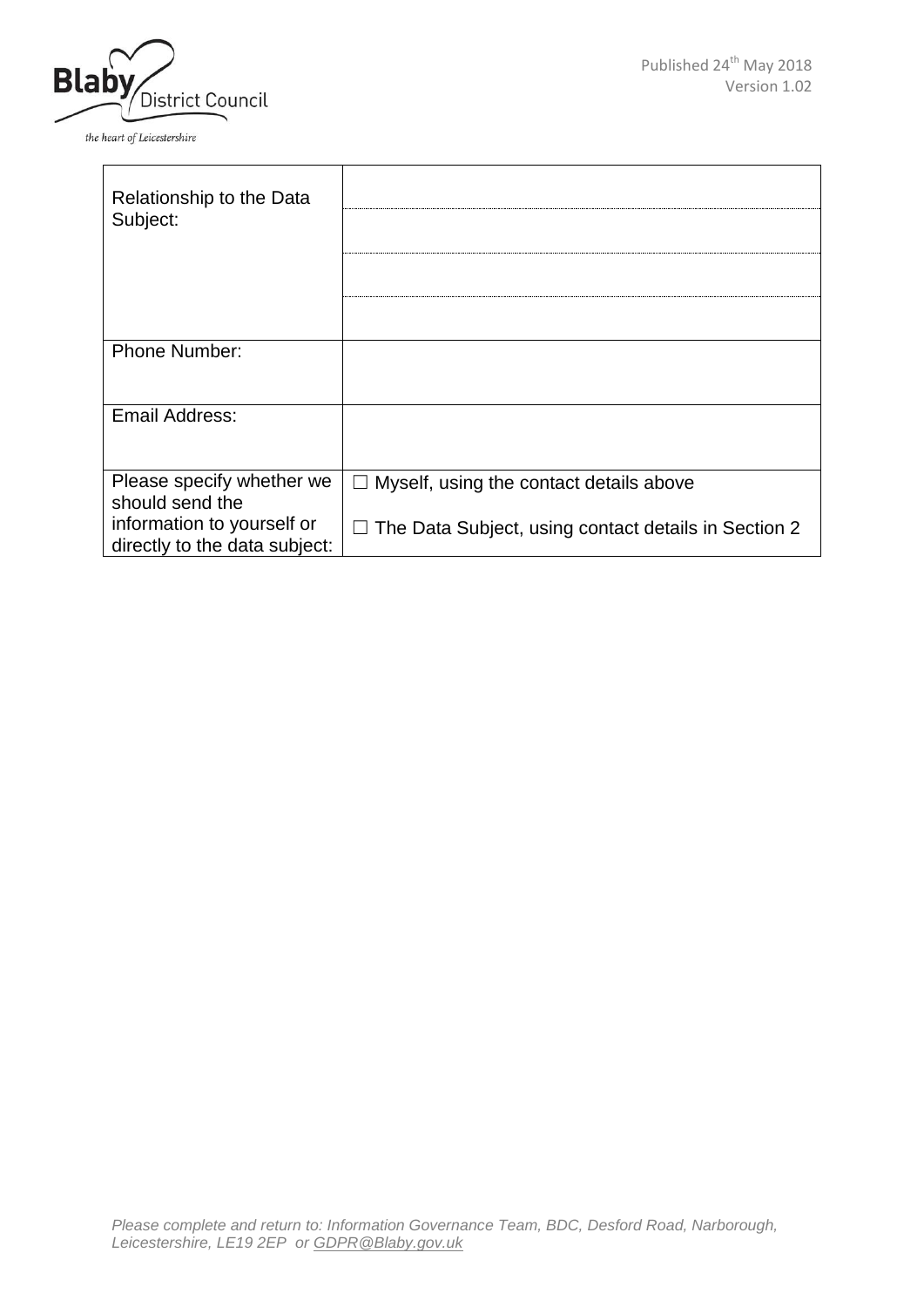| Relationship to the Data Subject: | |
|---|---|
| | |
| | |
| | |
| Phone Number: | |
| Email Address: | |
| Please specify whether we should send the information to yourself or directly to the data subject: | ☐ Myself, using the contact details above<br><br>☐ The Data Subject, using contact details in Section 2 |

*Please complete and return to: Information Governance Team, BDC, Desford Road, Narborough, Leicestershire, LE19 2EP or GDPR@Blaby.gov.uk*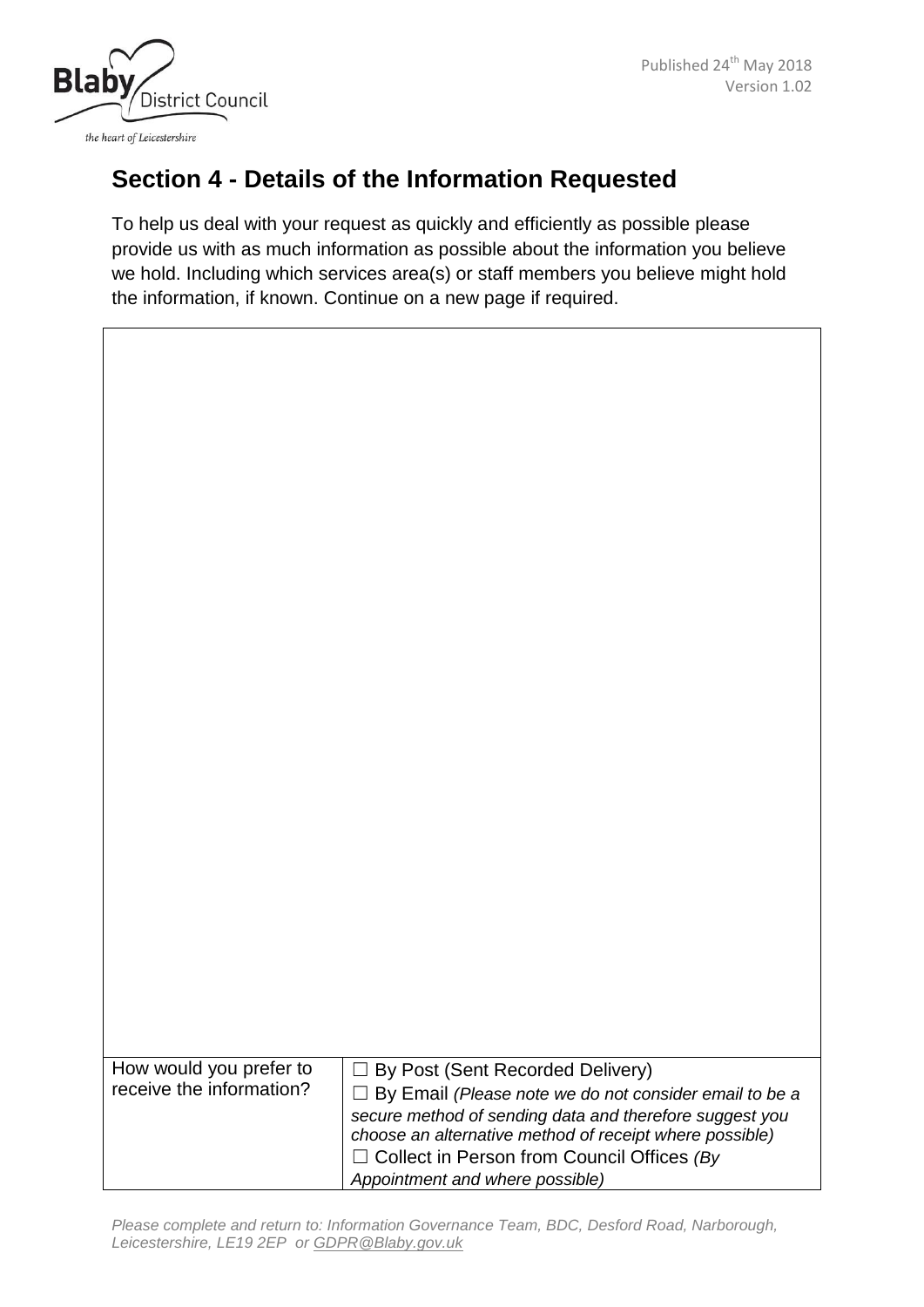## Section 4 - Details of the Information Requested

To help us deal with your request as quickly and efficiently as possible please provide us with as much information as possible about the information you believe we hold. Including which services area(s) or staff members you believe might hold the information, if known. Continue on a new page if required.

| | |
|---|---|
| | |
| How would you prefer to receive the information? | ☐ By Post (Sent Recorded Delivery)<br>☐ By Email *(Please note we do not consider email to be a secure method of sending data and therefore suggest you choose an alternative method of receipt where possible)*<br>☐ Collect in Person from Council Offices *(By Appointment and where possible)* |

*Please complete and return to: Information Governance Team, BDC, Desford Road, Narborough, Leicestershire, LE19 2EP or GDPR@Blaby.gov.uk*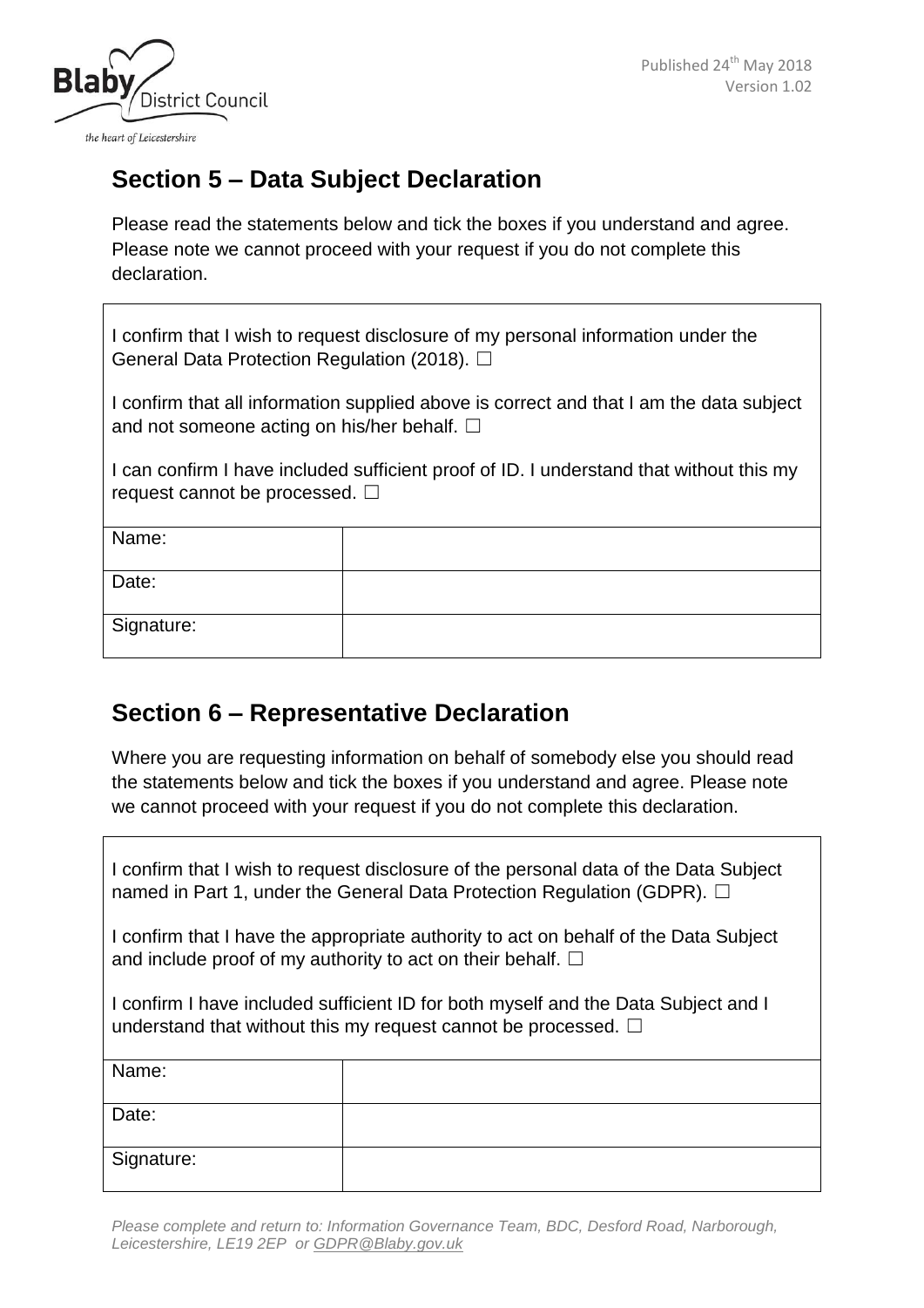## Section 5 – Data Subject Declaration

Please read the statements below and tick the boxes if you understand and agree. Please note we cannot proceed with your request if you do not complete this declaration.

I confirm that I wish to request disclosure of my personal information under the General Data Protection Regulation (2018). ☐

I confirm that all information supplied above is correct and that I am the data subject and not someone acting on his/her behalf. ☐

I can confirm I have included sufficient proof of ID. I understand that without this my request cannot be processed. ☐

| | |
|---|---|
| Name: | |
| Date: | |
| Signature: | |

## Section 6 – Representative Declaration

Where you are requesting information on behalf of somebody else you should read the statements below and tick the boxes if you understand and agree. Please note we cannot proceed with your request if you do not complete this declaration.

I confirm that I wish to request disclosure of the personal data of the Data Subject named in Part 1, under the General Data Protection Regulation (GDPR). ☐

I confirm that I have the appropriate authority to act on behalf of the Data Subject and include proof of my authority to act on their behalf. ☐

I confirm I have included sufficient ID for both myself and the Data Subject and I understand that without this my request cannot be processed. ☐

| | |
|---|---|
| Name: | |
| Date: | |
| Signature: | |

*Please complete and return to: Information Governance Team, BDC, Desford Road, Narborough, Leicestershire, LE19 2EP or GDPR@Blaby.gov.uk*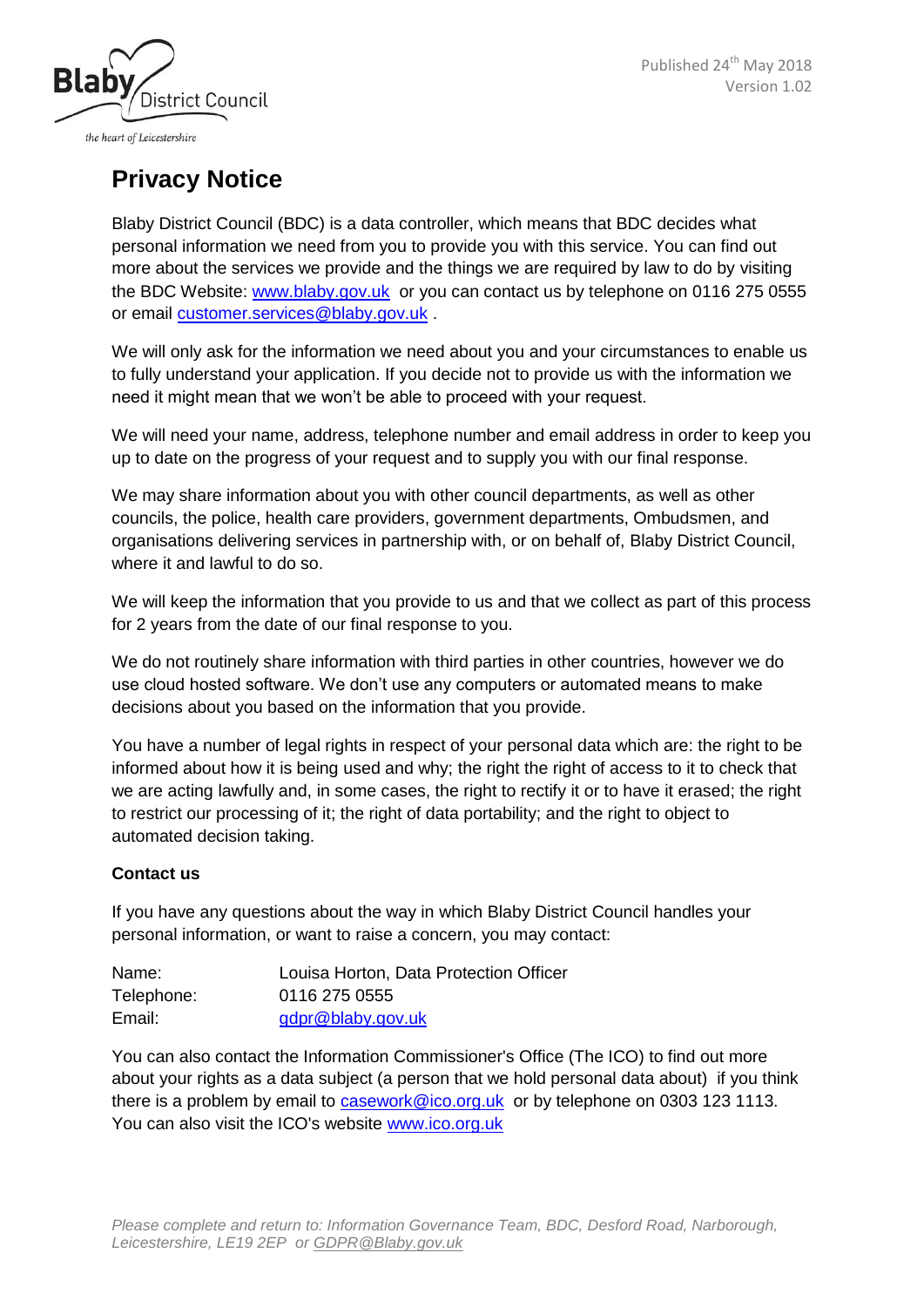Published 24th May 2018
Version 1.02

# Privacy Notice

Blaby District Council (BDC) is a data controller, which means that BDC decides what personal information we need from you to provide you with this service. You can find out more about the services we provide and the things we are required by law to do by visiting the BDC Website: www.blaby.gov.uk or you can contact us by telephone on 0116 275 0555 or email customer.services@blaby.gov.uk .

We will only ask for the information we need about you and your circumstances to enable us to fully understand your application. If you decide not to provide us with the information we need it might mean that we won't be able to proceed with your request.

We will need your name, address, telephone number and email address in order to keep you up to date on the progress of your request and to supply you with our final response.

We may share information about you with other council departments, as well as other councils, the police, health care providers, government departments, Ombudsmen, and organisations delivering services in partnership with, or on behalf of, Blaby District Council, where it and lawful to do so.

We will keep the information that you provide to us and that we collect as part of this process for 2 years from the date of our final response to you.

We do not routinely share information with third parties in other countries, however we do use cloud hosted software. We don't use any computers or automated means to make decisions about you based on the information that you provide.

You have a number of legal rights in respect of your personal data which are: the right to be informed about how it is being used and why; the right the right of access to it to check that we are acting lawfully and, in some cases, the right to rectify it or to have it erased; the right to restrict our processing of it; the right of data portability; and the right to object to automated decision taking.

**Contact us**

If you have any questions about the way in which Blaby District Council handles your personal information, or want to raise a concern, you may contact:

| | |
|---|---|
| Name: | Louisa Horton, Data Protection Officer |
| Telephone: | 0116 275 0555 |
| Email: | gdpr@blaby.gov.uk |

You can also contact the Information Commissioner's Office (The ICO) to find out more about your rights as a data subject (a person that we hold personal data about) if you think there is a problem by email to casework@ico.org.uk or by telephone on 0303 123 1113. You can also visit the ICO's website www.ico.org.uk

*Please complete and return to: Information Governance Team, BDC, Desford Road, Narborough, Leicestershire, LE19 2EP or GDPR@Blaby.gov.uk*